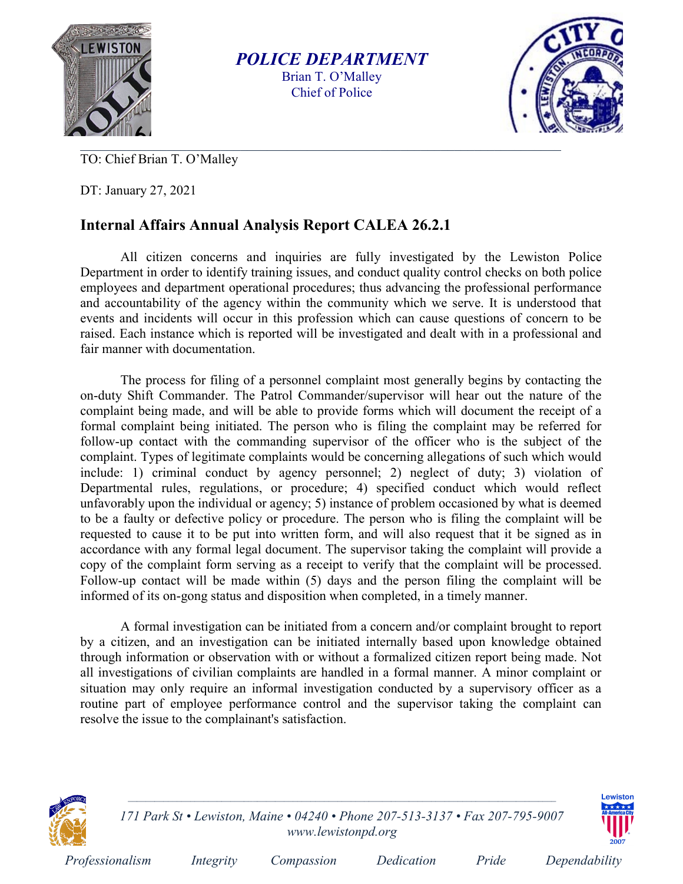*POLICE DEPARTMENT*
Brian T. O'Malley
Chief of Police

TO: Chief Brian T. O'Malley

DT: January 27, 2021

## Internal Affairs Annual Analysis Report CALEA 26.2.1

All citizen concerns and inquiries are fully investigated by the Lewiston Police Department in order to identify training issues, and conduct quality control checks on both police employees and department operational procedures; thus advancing the professional performance and accountability of the agency within the community which we serve. It is understood that events and incidents will occur in this profession which can cause questions of concern to be raised. Each instance which is reported will be investigated and dealt with in a professional and fair manner with documentation.

The process for filing of a personnel complaint most generally begins by contacting the on-duty Shift Commander. The Patrol Commander/supervisor will hear out the nature of the complaint being made, and will be able to provide forms which will document the receipt of a formal complaint being initiated. The person who is filing the complaint may be referred for follow-up contact with the commanding supervisor of the officer who is the subject of the complaint. Types of legitimate complaints would be concerning allegations of such which would include: 1) criminal conduct by agency personnel; 2) neglect of duty; 3) violation of Departmental rules, regulations, or procedure; 4) specified conduct which would reflect unfavorably upon the individual or agency; 5) instance of problem occasioned by what is deemed to be a faulty or defective policy or procedure. The person who is filing the complaint will be requested to cause it to be put into written form, and will also request that it be signed as in accordance with any formal legal document. The supervisor taking the complaint will provide a copy of the complaint form serving as a receipt to verify that the complaint will be processed. Follow-up contact will be made within (5) days and the person filing the complaint will be informed of its on-gong status and disposition when completed, in a timely manner.

A formal investigation can be initiated from a concern and/or complaint brought to report by a citizen, and an investigation can be initiated internally based upon knowledge obtained through information or observation with or without a formalized citizen report being made. Not all investigations of civilian complaints are handled in a formal manner. A minor complaint or situation may only require an informal investigation conducted by a supervisory officer as a routine part of employee performance control and the supervisor taking the complaint can resolve the issue to the complainant's satisfaction.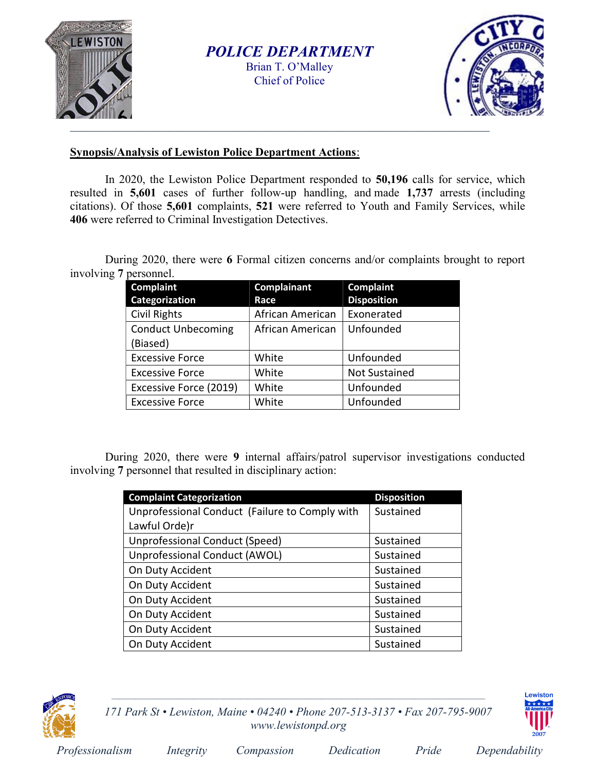# POLICE DEPARTMENT

Brian T. O'Malley
Chief of Police

---

**Synopsis/Analysis of Lewiston Police Department Actions**:

In 2020, the Lewiston Police Department responded to **50,196** calls for service, which resulted in **5,601** cases of further follow-up handling, and made **1,737** arrests (including citations). Of those **5,601** complaints, **521** were referred to Youth and Family Services, while **406** were referred to Criminal Investigation Detectives.

During 2020, there were **6** Formal citizen concerns and/or complaints brought to report involving **7** personnel.

| Complaint Categorization | Complainant Race | Complaint Disposition |
|---|---|---|
| Civil Rights | African American | Exonerated |
| Conduct Unbecoming (Biased) | African American | Unfounded |
| Excessive Force | White | Unfounded |
| Excessive Force | White | Not Sustained |
| Excessive Force (2019) | White | Unfounded |
| Excessive Force | White | Unfounded |

During 2020, there were **9** internal affairs/patrol supervisor investigations conducted involving **7** personnel that resulted in disciplinary action:

| Complaint Categorization | Disposition |
|---|---|
| Unprofessional Conduct (Failure to Comply with Lawful Orde)r | Sustained |
| Unprofessional Conduct (Speed) | Sustained |
| Unprofessional Conduct (AWOL) | Sustained |
| On Duty Accident | Sustained |
| On Duty Accident | Sustained |
| On Duty Accident | Sustained |
| On Duty Accident | Sustained |
| On Duty Accident | Sustained |
| On Duty Accident | Sustained |

171 Park St • Lewiston, Maine • 04240 • Phone 207-513-3137 • Fax 207-795-9007
www.lewistonpd.org

*Professionalism Integrity Compassion Dedication Pride Dependability*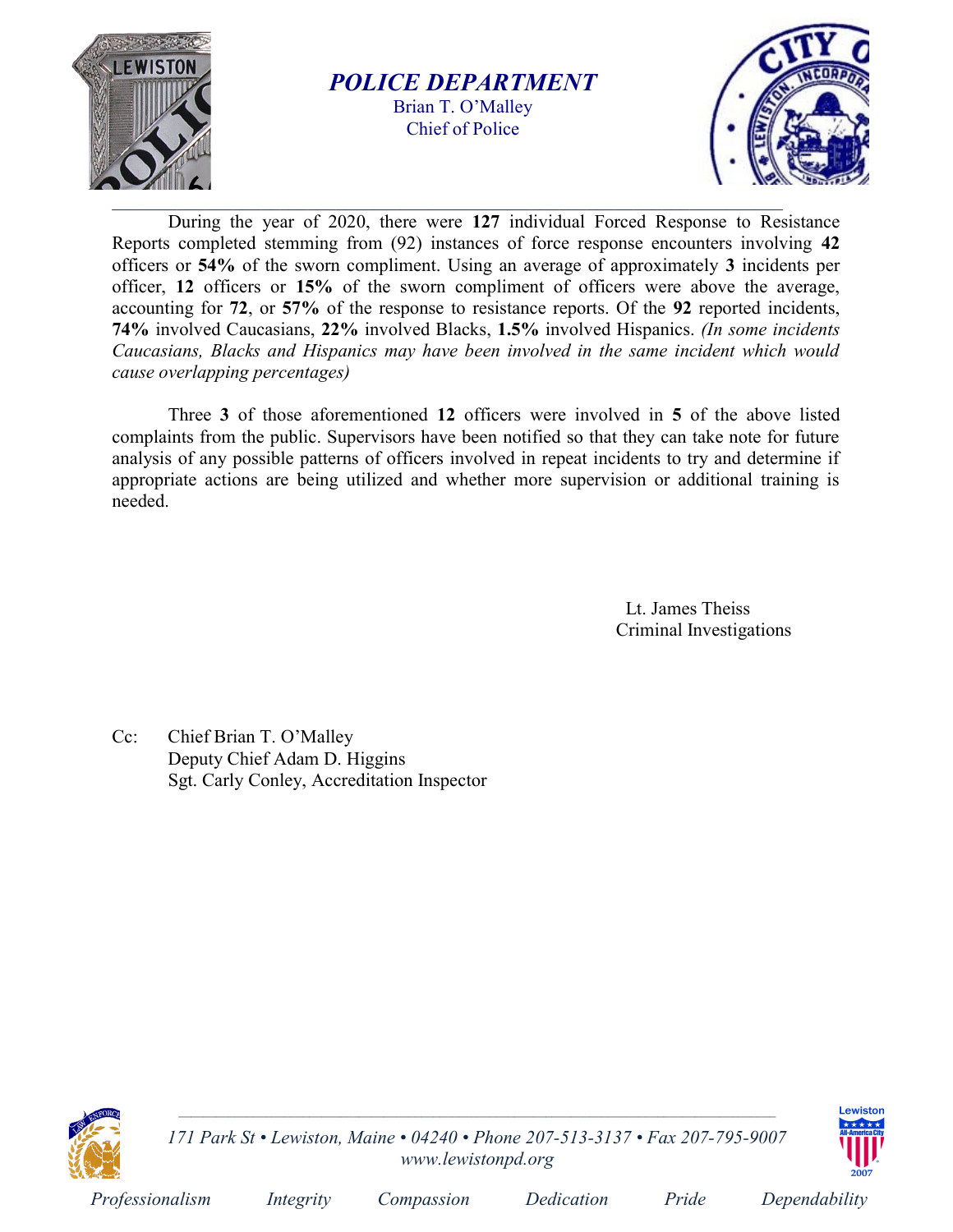# *POLICE DEPARTMENT*

Brian T. O'Malley
Chief of Police

During the year of 2020, there were **127** individual Forced Response to Resistance Reports completed stemming from (92) instances of force response encounters involving **42** officers or **54%** of the sworn compliment. Using an average of approximately **3** incidents per officer, **12** officers or **15%** of the sworn compliment of officers were above the average, accounting for **72**, or **57%** of the response to resistance reports. Of the **92** reported incidents, **74%** involved Caucasians, **22%** involved Blacks, **1.5%** involved Hispanics. *(In some incidents Caucasians, Blacks and Hispanics may have been involved in the same incident which would cause overlapping percentages)*

Three **3** of those aforementioned **12** officers were involved in **5** of the above listed complaints from the public. Supervisors have been notified so that they can take note for future analysis of any possible patterns of officers involved in repeat incidents to try and determine if appropriate actions are being utilized and whether more supervision or additional training is needed.

Lt. James Theiss
Criminal Investigations

Cc: Chief Brian T. O'Malley
Deputy Chief Adam D. Higgins
Sgt. Carly Conley, Accreditation Inspector

*171 Park St • Lewiston, Maine • 04240 • Phone 207-513-3137 • Fax 207-795-9007*
*www.lewistonpd.org*

*Professionalism Integrity Compassion Dedication Pride Dependability*